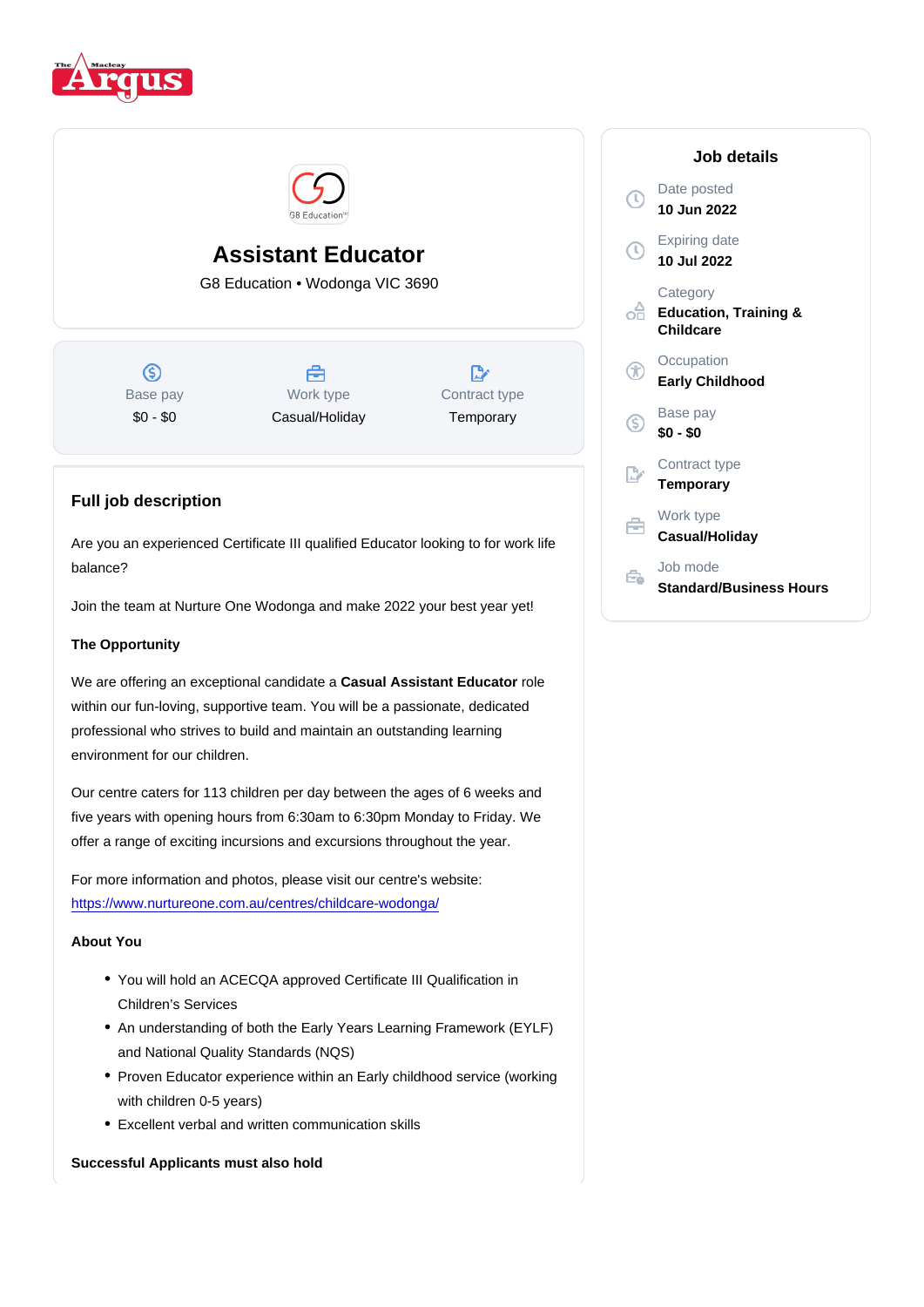# Assistant Educator

G8 Education • Wodonga VIC 3690

| Base pay | Work type | Contract type |
|---|---|---|
| $0 - $0 | Casual/Holiday | Temporary |

## Full job description

Are you an experienced Certificate III qualified Educator looking to for work life balance?

Join the team at Nurture One Wodonga and make 2022 your best year yet!

**The Opportunity**

We are offering an exceptional candidate a **Casual Assistant Educator** role within our fun-loving, supportive team. You will be a passionate, dedicated professional who strives to build and maintain an outstanding learning environment for our children.

Our centre caters for 113 children per day between the ages of 6 weeks and five years with opening hours from 6:30am to 6:30pm Monday to Friday. We offer a range of exciting incursions and excursions throughout the year.

For more information and photos, please visit our centre's website: https://www.nurtureone.com.au/centres/childcare-wodonga/

**About You**

- You will hold an ACECQA approved Certificate III Qualification in Children's Services
- An understanding of both the Early Years Learning Framework (EYLF) and National Quality Standards (NQS)
- Proven Educator experience within an Early childhood service (working with children 0-5 years)
- Excellent verbal and written communication skills

**Successful Applicants must also hold**

## Job details

Date posted
**10 Jun 2022**

Expiring date
**10 Jul 2022**

Category
**Education, Training & Childcare**

Occupation
**Early Childhood**

Base pay
**$0 - $0**

Contract type
**Temporary**

Work type
**Casual/Holiday**

Job mode
**Standard/Business Hours**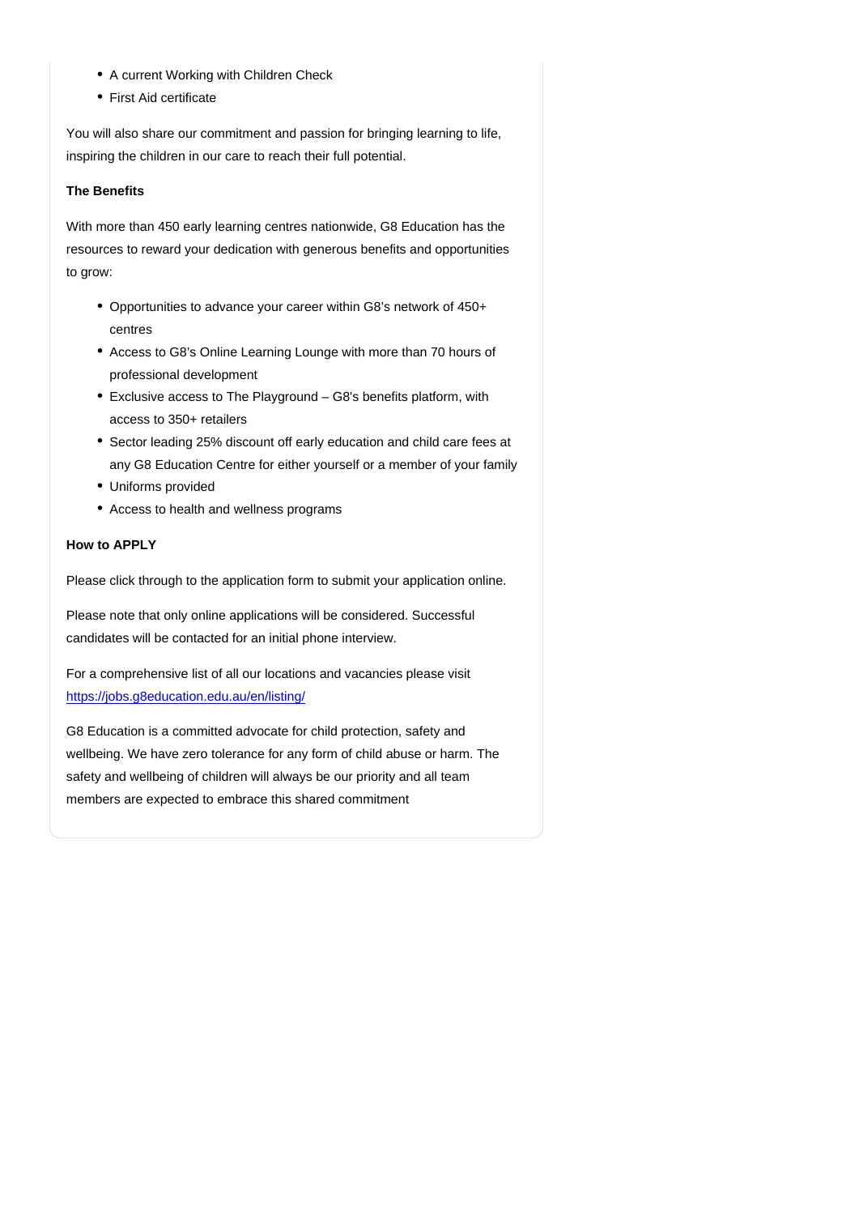- A current Working with Children Check
- First Aid certificate

You will also share our commitment and passion for bringing learning to life, inspiring the children in our care to reach their full potential.

**The Benefits**

With more than 450 early learning centres nationwide, G8 Education has the resources to reward your dedication with generous benefits and opportunities to grow:

- Opportunities to advance your career within G8's network of 450+ centres
- Access to G8's Online Learning Lounge with more than 70 hours of professional development
- Exclusive access to The Playground – G8's benefits platform, with access to 350+ retailers
- Sector leading 25% discount off early education and child care fees at any G8 Education Centre for either yourself or a member of your family
- Uniforms provided
- Access to health and wellness programs

**How to APPLY**

Please click through to the application form to submit your application online.

Please note that only online applications will be considered. Successful candidates will be contacted for an initial phone interview.

For a comprehensive list of all our locations and vacancies please visit https://jobs.g8education.edu.au/en/listing/

G8 Education is a committed advocate for child protection, safety and wellbeing. We have zero tolerance for any form of child abuse or harm. The safety and wellbeing of children will always be our priority and all team members are expected to embrace this shared commitment